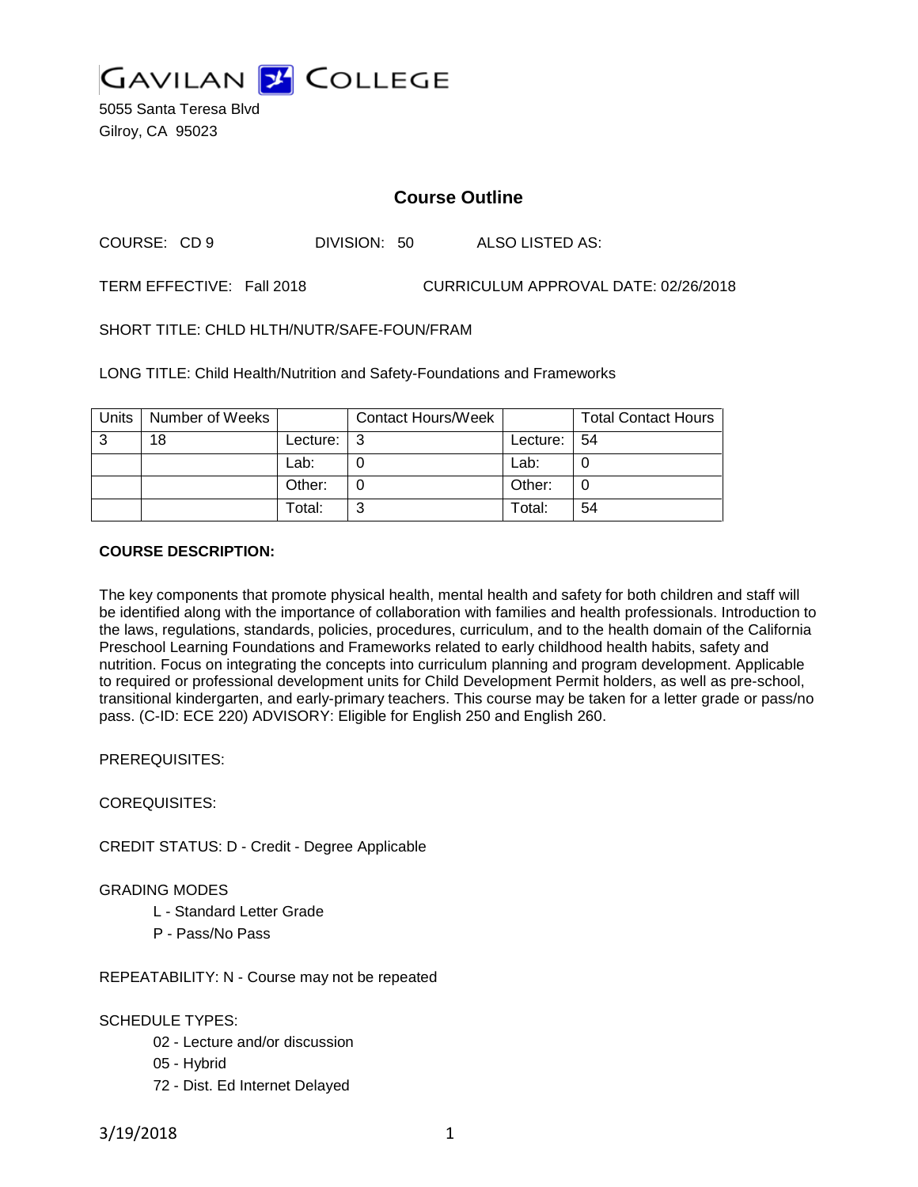GAVILAN COLLEGE
5055 Santa Teresa Blvd
Gilroy, CA 95023

# Course Outline

COURSE: CD 9 DIVISION: 50 ALSO LISTED AS:

TERM EFFECTIVE: Fall 2018 CURRICULUM APPROVAL DATE: 02/26/2018

SHORT TITLE: CHLD HLTH/NUTR/SAFE-FOUN/FRAM

LONG TITLE: Child Health/Nutrition and Safety-Foundations and Frameworks

| Units | Number of Weeks | | Contact Hours/Week | | Total Contact Hours |
|---|---|---|---|---|---|
| 3 | 18 | Lecture: | 3 | Lecture: | 54 |
| | | Lab: | 0 | Lab: | 0 |
| | | Other: | 0 | Other: | 0 |
| | | Total: | 3 | Total: | 54 |

**COURSE DESCRIPTION:**

The key components that promote physical health, mental health and safety for both children and staff will be identified along with the importance of collaboration with families and health professionals. Introduction to the laws, regulations, standards, policies, procedures, curriculum, and to the health domain of the California Preschool Learning Foundations and Frameworks related to early childhood health habits, safety and nutrition. Focus on integrating the concepts into curriculum planning and program development. Applicable to required or professional development units for Child Development Permit holders, as well as pre-school, transitional kindergarten, and early-primary teachers. This course may be taken for a letter grade or pass/no pass. (C-ID: ECE 220) ADVISORY: Eligible for English 250 and English 260.

PREREQUISITES:

COREQUISITES:

CREDIT STATUS: D - Credit - Degree Applicable

GRADING MODES

- L - Standard Letter Grade
- P - Pass/No Pass

REPEATABILITY: N - Course may not be repeated

SCHEDULE TYPES:

- 02 - Lecture and/or discussion
- 05 - Hybrid
- 72 - Dist. Ed Internet Delayed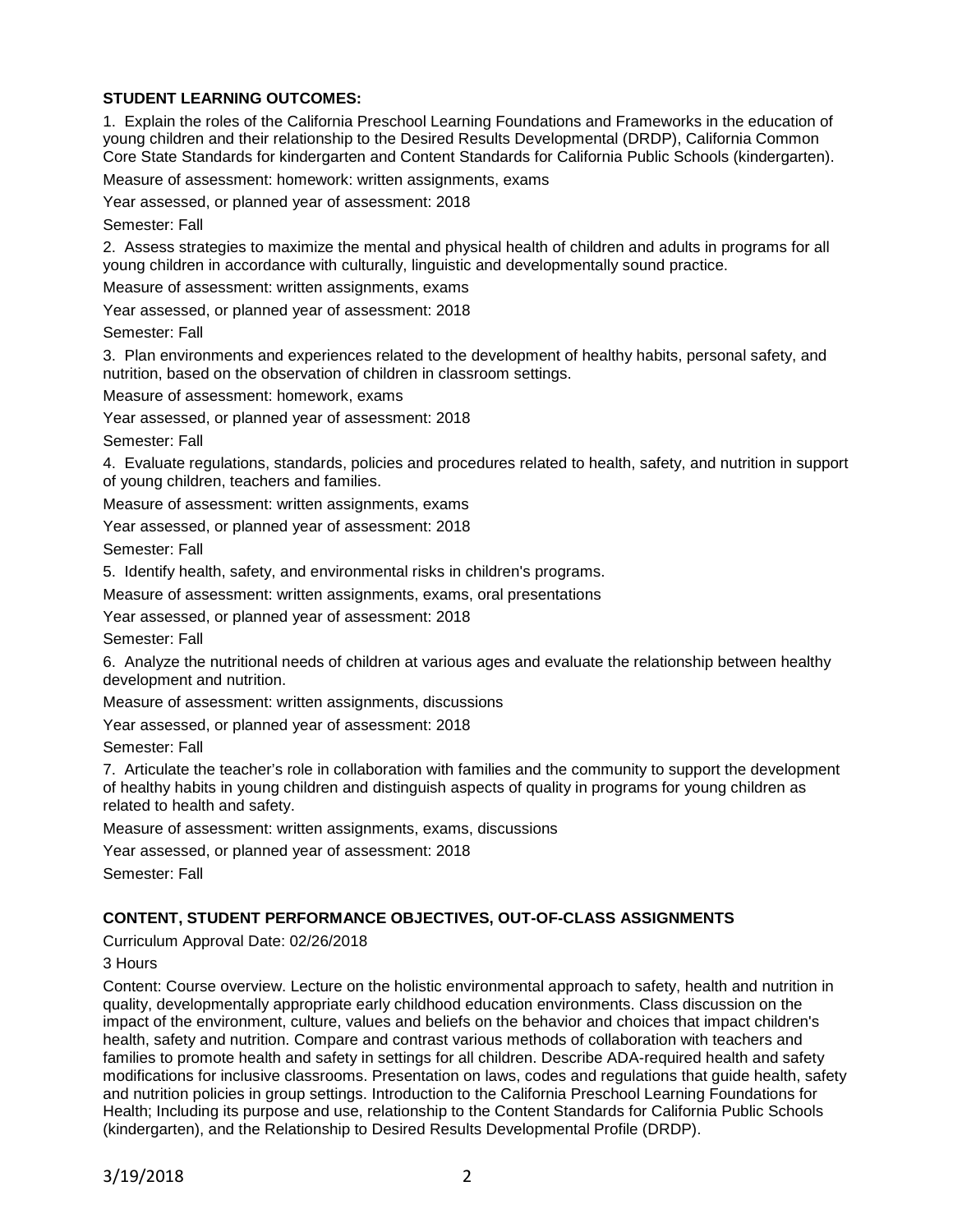**STUDENT LEARNING OUTCOMES:**

1. Explain the roles of the California Preschool Learning Foundations and Frameworks in the education of young children and their relationship to the Desired Results Developmental (DRDP), California Common Core State Standards for kindergarten and Content Standards for California Public Schools (kindergarten).

Measure of assessment: homework: written assignments, exams

Year assessed, or planned year of assessment: 2018

Semester: Fall

2. Assess strategies to maximize the mental and physical health of children and adults in programs for all young children in accordance with culturally, linguistic and developmentally sound practice.

Measure of assessment: written assignments, exams

Year assessed, or planned year of assessment: 2018

Semester: Fall

3. Plan environments and experiences related to the development of healthy habits, personal safety, and nutrition, based on the observation of children in classroom settings.

Measure of assessment: homework, exams

Year assessed, or planned year of assessment: 2018

Semester: Fall

4. Evaluate regulations, standards, policies and procedures related to health, safety, and nutrition in support of young children, teachers and families.

Measure of assessment: written assignments, exams

Year assessed, or planned year of assessment: 2018

Semester: Fall

5. Identify health, safety, and environmental risks in children's programs.

Measure of assessment: written assignments, exams, oral presentations

Year assessed, or planned year of assessment: 2018

Semester: Fall

6. Analyze the nutritional needs of children at various ages and evaluate the relationship between healthy development and nutrition.

Measure of assessment: written assignments, discussions

Year assessed, or planned year of assessment: 2018

Semester: Fall

7. Articulate the teacher's role in collaboration with families and the community to support the development of healthy habits in young children and distinguish aspects of quality in programs for young children as related to health and safety.

Measure of assessment: written assignments, exams, discussions

Year assessed, or planned year of assessment: 2018

Semester: Fall

**CONTENT, STUDENT PERFORMANCE OBJECTIVES, OUT-OF-CLASS ASSIGNMENTS**

Curriculum Approval Date: 02/26/2018

3 Hours

Content: Course overview. Lecture on the holistic environmental approach to safety, health and nutrition in quality, developmentally appropriate early childhood education environments. Class discussion on the impact of the environment, culture, values and beliefs on the behavior and choices that impact children's health, safety and nutrition. Compare and contrast various methods of collaboration with teachers and families to promote health and safety in settings for all children. Describe ADA-required health and safety modifications for inclusive classrooms. Presentation on laws, codes and regulations that guide health, safety and nutrition policies in group settings. Introduction to the California Preschool Learning Foundations for Health; Including its purpose and use, relationship to the Content Standards for California Public Schools (kindergarten), and the Relationship to Desired Results Developmental Profile (DRDP).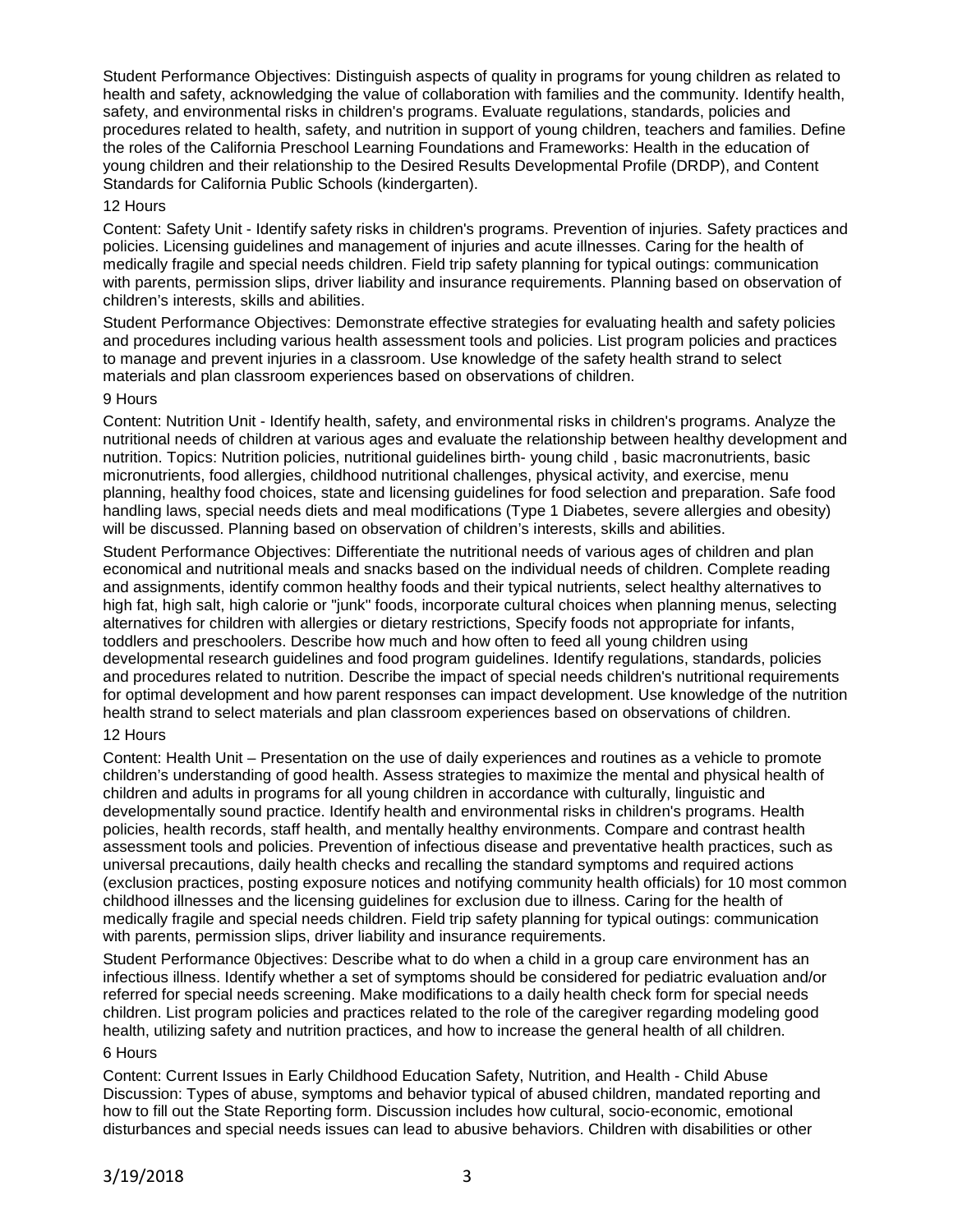Student Performance Objectives: Distinguish aspects of quality in programs for young children as related to health and safety, acknowledging the value of collaboration with families and the community. Identify health, safety, and environmental risks in children's programs. Evaluate regulations, standards, policies and procedures related to health, safety, and nutrition in support of young children, teachers and families. Define the roles of the California Preschool Learning Foundations and Frameworks: Health in the education of young children and their relationship to the Desired Results Developmental Profile (DRDP), and Content Standards for California Public Schools (kindergarten).

12 Hours

Content: Safety Unit - Identify safety risks in children's programs. Prevention of injuries. Safety practices and policies. Licensing guidelines and management of injuries and acute illnesses. Caring for the health of medically fragile and special needs children. Field trip safety planning for typical outings: communication with parents, permission slips, driver liability and insurance requirements. Planning based on observation of children's interests, skills and abilities.

Student Performance Objectives: Demonstrate effective strategies for evaluating health and safety policies and procedures including various health assessment tools and policies. List program policies and practices to manage and prevent injuries in a classroom. Use knowledge of the safety health strand to select materials and plan classroom experiences based on observations of children.

9 Hours

Content: Nutrition Unit - Identify health, safety, and environmental risks in children's programs. Analyze the nutritional needs of children at various ages and evaluate the relationship between healthy development and nutrition. Topics: Nutrition policies, nutritional guidelines birth- young child , basic macronutrients, basic micronutrients, food allergies, childhood nutritional challenges, physical activity, and exercise, menu planning, healthy food choices, state and licensing guidelines for food selection and preparation. Safe food handling laws, special needs diets and meal modifications (Type 1 Diabetes, severe allergies and obesity) will be discussed. Planning based on observation of children's interests, skills and abilities.

Student Performance Objectives: Differentiate the nutritional needs of various ages of children and plan economical and nutritional meals and snacks based on the individual needs of children. Complete reading and assignments, identify common healthy foods and their typical nutrients, select healthy alternatives to high fat, high salt, high calorie or "junk" foods, incorporate cultural choices when planning menus, selecting alternatives for children with allergies or dietary restrictions, Specify foods not appropriate for infants, toddlers and preschoolers. Describe how much and how often to feed all young children using developmental research guidelines and food program guidelines. Identify regulations, standards, policies and procedures related to nutrition. Describe the impact of special needs children's nutritional requirements for optimal development and how parent responses can impact development. Use knowledge of the nutrition health strand to select materials and plan classroom experiences based on observations of children.

12 Hours

Content: Health Unit – Presentation on the use of daily experiences and routines as a vehicle to promote children's understanding of good health. Assess strategies to maximize the mental and physical health of children and adults in programs for all young children in accordance with culturally, linguistic and developmentally sound practice. Identify health and environmental risks in children's programs. Health policies, health records, staff health, and mentally healthy environments. Compare and contrast health assessment tools and policies. Prevention of infectious disease and preventative health practices, such as universal precautions, daily health checks and recalling the standard symptoms and required actions (exclusion practices, posting exposure notices and notifying community health officials) for 10 most common childhood illnesses and the licensing guidelines for exclusion due to illness. Caring for the health of medically fragile and special needs children. Field trip safety planning for typical outings: communication with parents, permission slips, driver liability and insurance requirements.

Student Performance 0bjectives: Describe what to do when a child in a group care environment has an infectious illness. Identify whether a set of symptoms should be considered for pediatric evaluation and/or referred for special needs screening. Make modifications to a daily health check form for special needs children. List program policies and practices related to the role of the caregiver regarding modeling good health, utilizing safety and nutrition practices, and how to increase the general health of all children.

6 Hours

Content: Current Issues in Early Childhood Education Safety, Nutrition, and Health - Child Abuse Discussion: Types of abuse, symptoms and behavior typical of abused children, mandated reporting and how to fill out the State Reporting form. Discussion includes how cultural, socio-economic, emotional disturbances and special needs issues can lead to abusive behaviors. Children with disabilities or other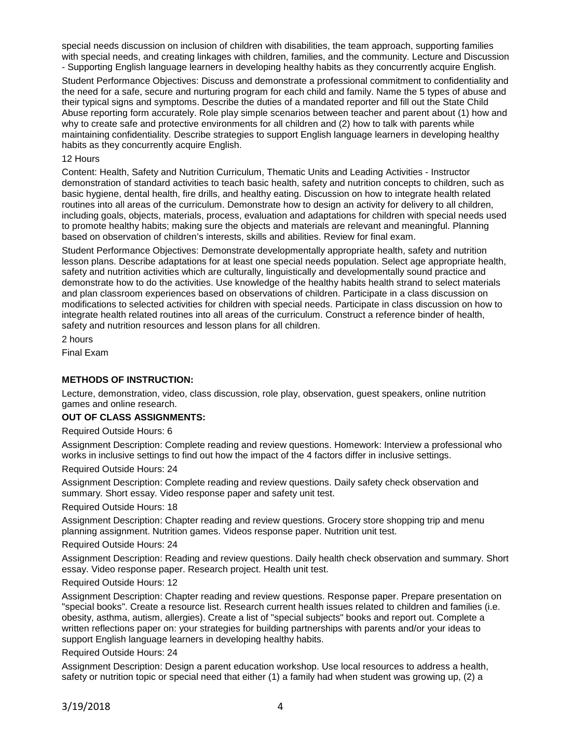special needs discussion on inclusion of children with disabilities, the team approach, supporting families with special needs, and creating linkages with children, families, and the community. Lecture and Discussion - Supporting English language learners in developing healthy habits as they concurrently acquire English.

Student Performance Objectives: Discuss and demonstrate a professional commitment to confidentiality and the need for a safe, secure and nurturing program for each child and family. Name the 5 types of abuse and their typical signs and symptoms. Describe the duties of a mandated reporter and fill out the State Child Abuse reporting form accurately. Role play simple scenarios between teacher and parent about (1) how and why to create safe and protective environments for all children and (2) how to talk with parents while maintaining confidentiality. Describe strategies to support English language learners in developing healthy habits as they concurrently acquire English.

12 Hours

Content: Health, Safety and Nutrition Curriculum, Thematic Units and Leading Activities - Instructor demonstration of standard activities to teach basic health, safety and nutrition concepts to children, such as basic hygiene, dental health, fire drills, and healthy eating. Discussion on how to integrate health related routines into all areas of the curriculum. Demonstrate how to design an activity for delivery to all children, including goals, objects, materials, process, evaluation and adaptations for children with special needs used to promote healthy habits; making sure the objects and materials are relevant and meaningful. Planning based on observation of children's interests, skills and abilities. Review for final exam.

Student Performance Objectives: Demonstrate developmentally appropriate health, safety and nutrition lesson plans. Describe adaptations for at least one special needs population. Select age appropriate health, safety and nutrition activities which are culturally, linguistically and developmentally sound practice and demonstrate how to do the activities. Use knowledge of the healthy habits health strand to select materials and plan classroom experiences based on observations of children. Participate in a class discussion on modifications to selected activities for children with special needs. Participate in class discussion on how to integrate health related routines into all areas of the curriculum. Construct a reference binder of health, safety and nutrition resources and lesson plans for all children.

2 hours

Final Exam

**METHODS OF INSTRUCTION:**

Lecture, demonstration, video, class discussion, role play, observation, guest speakers, online nutrition games and online research.

**OUT OF CLASS ASSIGNMENTS:**

Required Outside Hours: 6

Assignment Description: Complete reading and review questions. Homework: Interview a professional who works in inclusive settings to find out how the impact of the 4 factors differ in inclusive settings.

Required Outside Hours: 24

Assignment Description: Complete reading and review questions. Daily safety check observation and summary. Short essay. Video response paper and safety unit test.

Required Outside Hours: 18

Assignment Description: Chapter reading and review questions. Grocery store shopping trip and menu planning assignment. Nutrition games. Videos response paper. Nutrition unit test.

Required Outside Hours: 24

Assignment Description: Reading and review questions. Daily health check observation and summary. Short essay. Video response paper. Research project. Health unit test.

Required Outside Hours: 12

Assignment Description: Chapter reading and review questions. Response paper. Prepare presentation on "special books". Create a resource list. Research current health issues related to children and families (i.e. obesity, asthma, autism, allergies). Create a list of "special subjects" books and report out. Complete a written reflections paper on: your strategies for building partnerships with parents and/or your ideas to support English language learners in developing healthy habits.

Required Outside Hours: 24

Assignment Description: Design a parent education workshop. Use local resources to address a health, safety or nutrition topic or special need that either (1) a family had when student was growing up, (2) a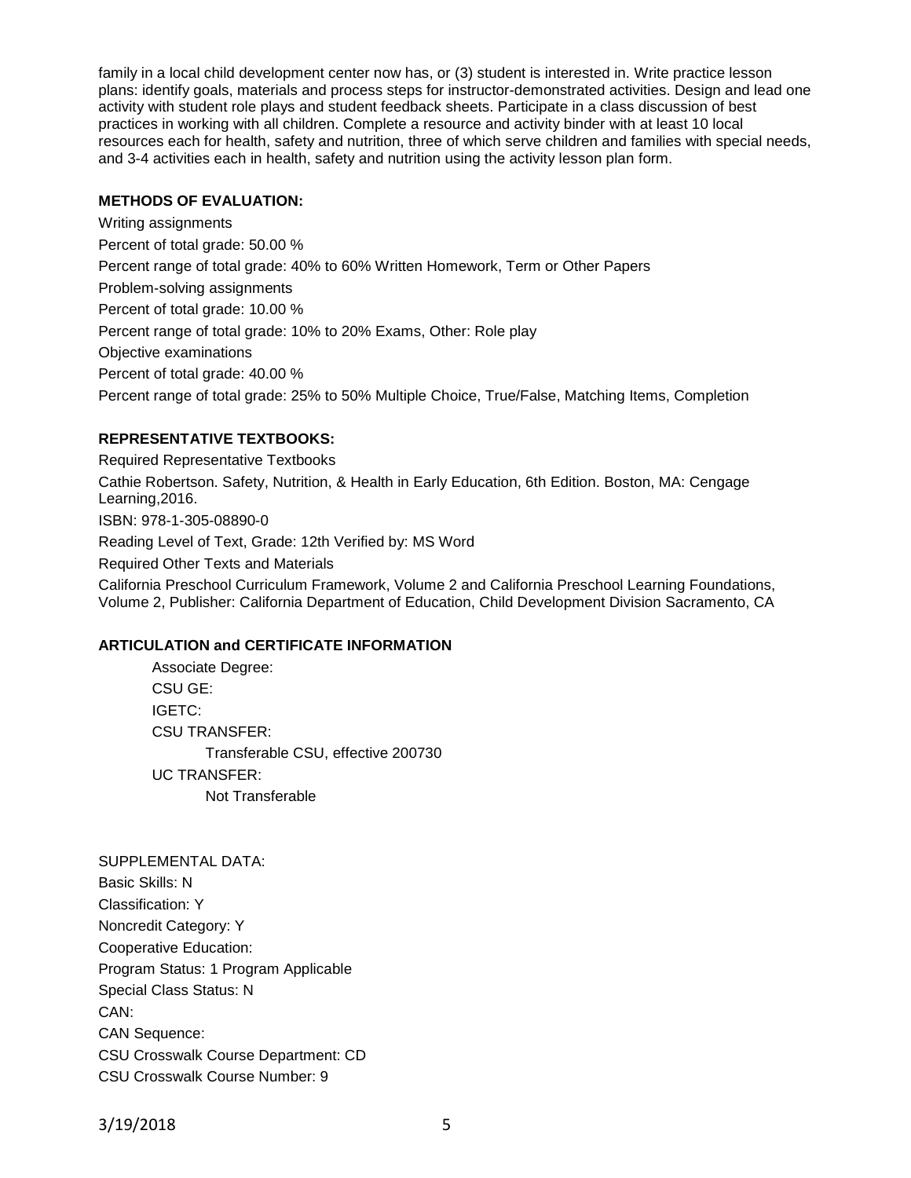family in a local child development center now has, or (3) student is interested in. Write practice lesson plans: identify goals, materials and process steps for instructor-demonstrated activities. Design and lead one activity with student role plays and student feedback sheets. Participate in a class discussion of best practices in working with all children. Complete a resource and activity binder with at least 10 local resources each for health, safety and nutrition, three of which serve children and families with special needs, and 3-4 activities each in health, safety and nutrition using the activity lesson plan form.

**METHODS OF EVALUATION:**

Writing assignments

Percent of total grade: 50.00 %

Percent range of total grade: 40% to 60% Written Homework, Term or Other Papers

Problem-solving assignments

Percent of total grade: 10.00 %

Percent range of total grade: 10% to 20% Exams, Other: Role play

Objective examinations

Percent of total grade: 40.00 %

Percent range of total grade: 25% to 50% Multiple Choice, True/False, Matching Items, Completion

**REPRESENTATIVE TEXTBOOKS:**

Required Representative Textbooks

Cathie Robertson. Safety, Nutrition, & Health in Early Education, 6th Edition. Boston, MA: Cengage Learning,2016.

ISBN: 978-1-305-08890-0

Reading Level of Text, Grade: 12th Verified by: MS Word

Required Other Texts and Materials

California Preschool Curriculum Framework, Volume 2 and California Preschool Learning Foundations, Volume 2, Publisher: California Department of Education, Child Development Division Sacramento, CA

**ARTICULATION and CERTIFICATE INFORMATION**

Associate Degree:

CSU GE:

IGETC:

CSU TRANSFER:

Transferable CSU, effective 200730

UC TRANSFER:

Not Transferable

SUPPLEMENTAL DATA:

Basic Skills: N

Classification: Y

Noncredit Category: Y

Cooperative Education:

Program Status: 1 Program Applicable

Special Class Status: N

CAN:

CAN Sequence:

CSU Crosswalk Course Department: CD

CSU Crosswalk Course Number: 9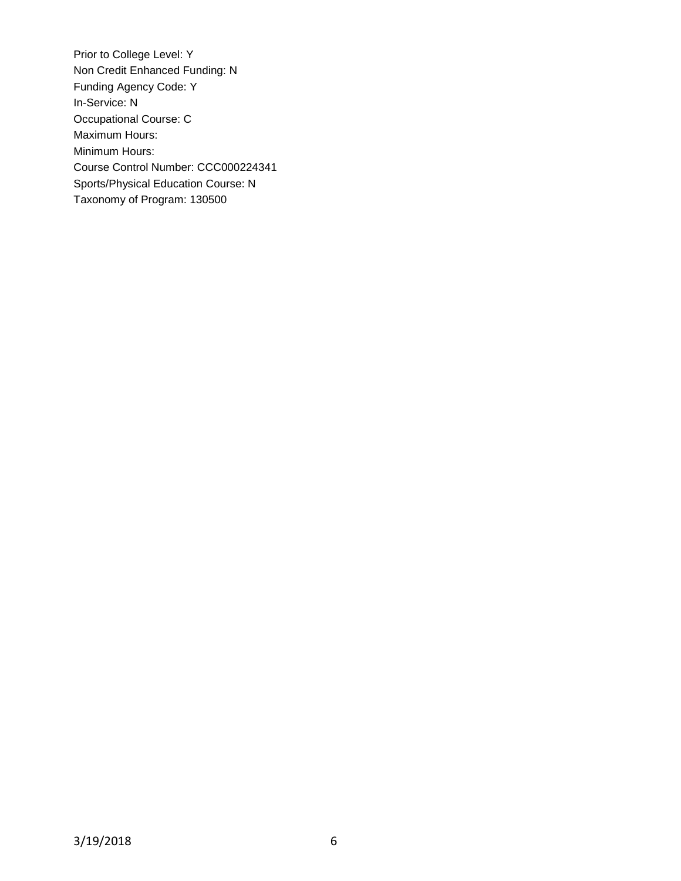Prior to College Level: Y
Non Credit Enhanced Funding: N
Funding Agency Code: Y
In-Service: N
Occupational Course: C
Maximum Hours:
Minimum Hours:
Course Control Number: CCC000224341
Sports/Physical Education Course: N
Taxonomy of Program: 130500